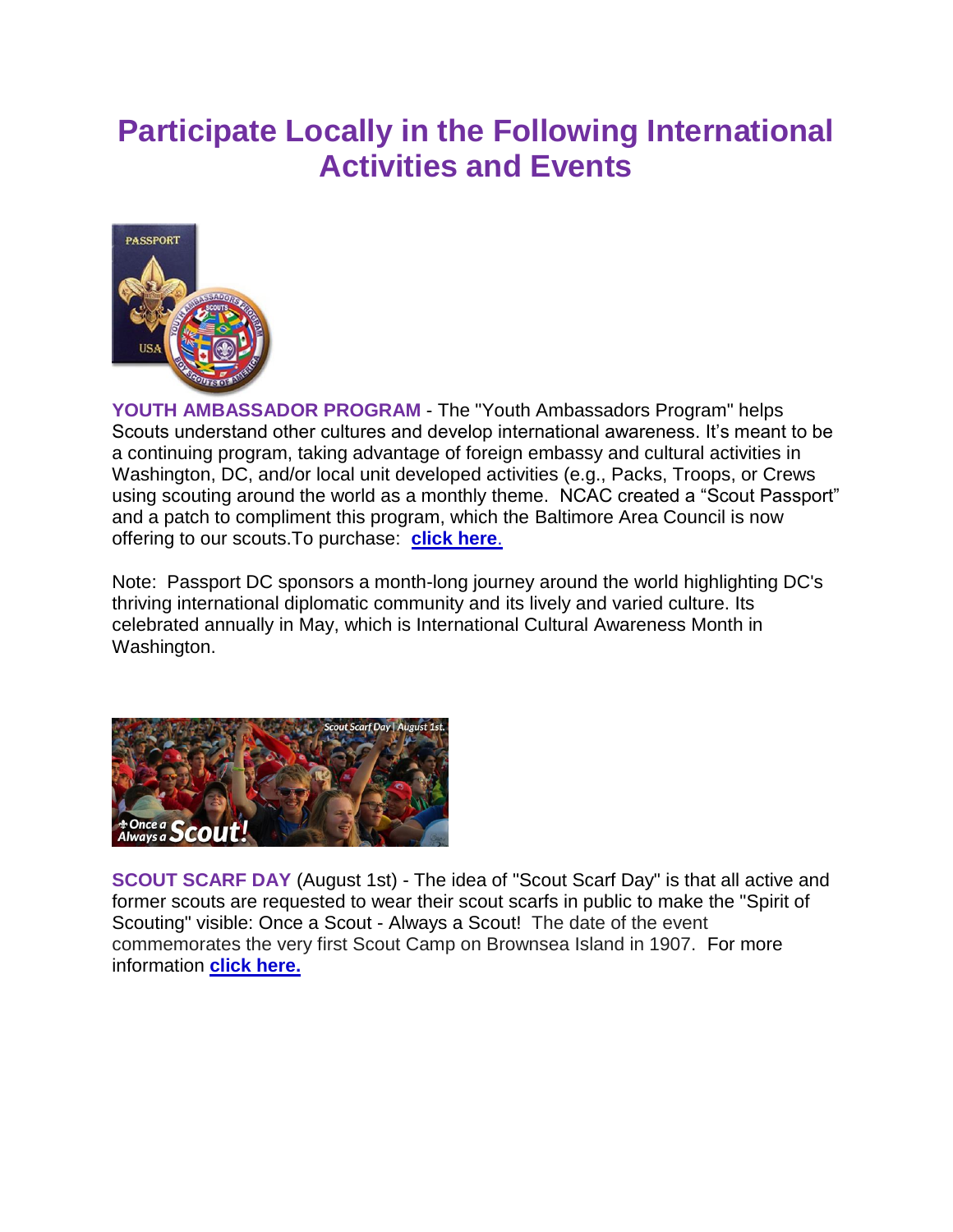# Participate Locally in the Following International Activities and Events

**YOUTH AMBASSADOR PROGRAM** - The "Youth Ambassadors Program" helps Scouts understand other cultures and develop international awareness. It's meant to be a continuing program, taking advantage of foreign embassy and cultural activities in Washington, DC, and/or local unit developed activities (e.g., Packs, Troops, or Crews using scouting around the world as a monthly theme. NCAC created a "Scout Passport" and a patch to compliment this program, which the Baltimore Area Council is now offering to our scouts.To purchase: **click here.**

Note: Passport DC sponsors a month-long journey around the world highlighting DC's thriving international diplomatic community and its lively and varied culture. Its celebrated annually in May, which is International Cultural Awareness Month in Washington.

**SCOUT SCARF DAY** (August 1st) - The idea of "Scout Scarf Day" is that all active and former scouts are requested to wear their scout scarfs in public to make the "Spirit of Scouting" visible: Once a Scout - Always a Scout! The date of the event commemorates the very first Scout Camp on Brownsea Island in 1907. For more information **click here.**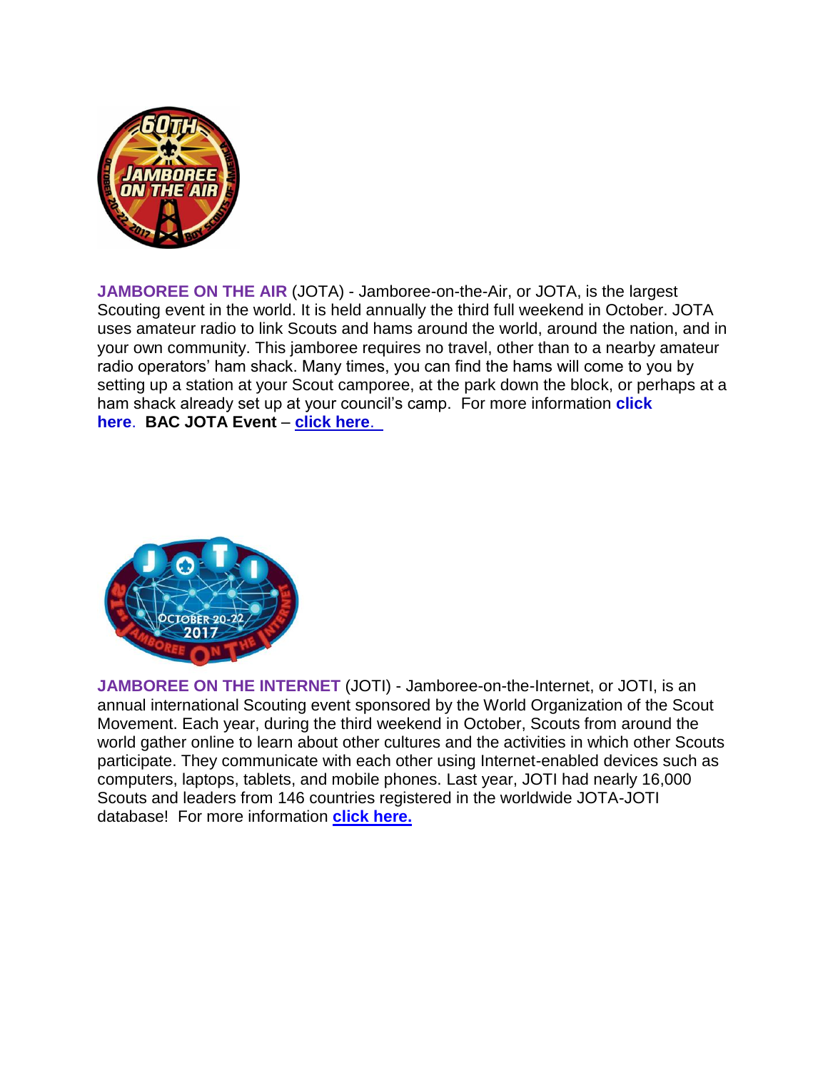**JAMBOREE ON THE AIR** (JOTA) - Jamboree-on-the-Air, or JOTA, is the largest Scouting event in the world. It is held annually the third full weekend in October. JOTA uses amateur radio to link Scouts and hams around the world, around the nation, and in your own community. This jamboree requires no travel, other than to a nearby amateur radio operators' ham shack. Many times, you can find the hams will come to you by setting up a station at your Scout camporee, at the park down the block, or perhaps at a ham shack already set up at your council's camp. For more information **click here**. **BAC JOTA Event** – **click here**.

**JAMBOREE ON THE INTERNET** (JOTI) - Jamboree-on-the-Internet, or JOTI, is an annual international Scouting event sponsored by the World Organization of the Scout Movement. Each year, during the third weekend in October, Scouts from around the world gather online to learn about other cultures and the activities in which other Scouts participate. They communicate with each other using Internet-enabled devices such as computers, laptops, tablets, and mobile phones. Last year, JOTI had nearly 16,000 Scouts and leaders from 146 countries registered in the worldwide JOTA-JOTI database! For more information **click here.**